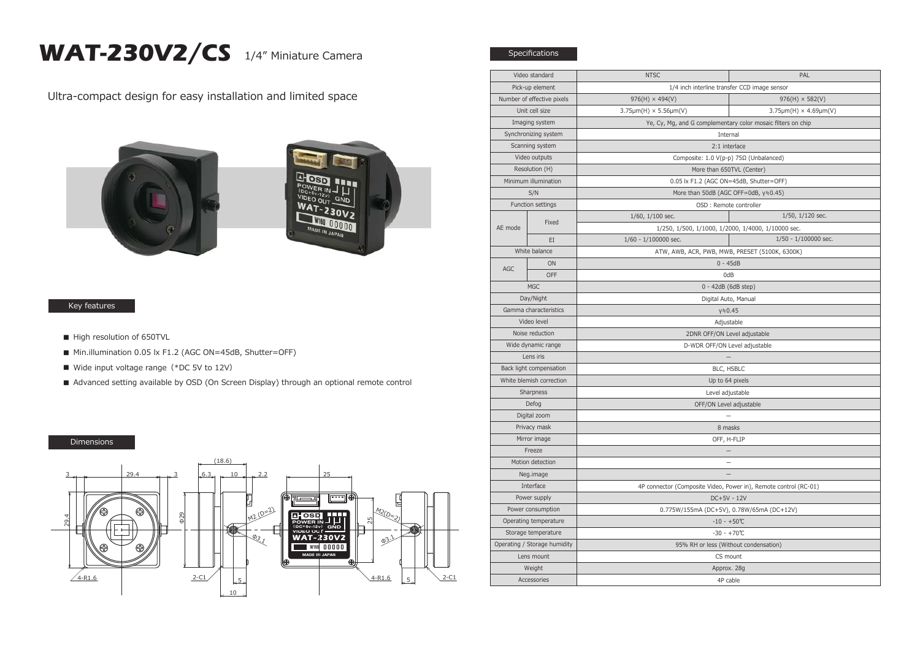# WAT-230V2/CS 1/4" Miniature Camera

Ultra-compact design for easy installation and limited space

## Key features

- High resolution of 650TVL
- Min.illumination 0.05 lx F1.2 (AGC ON=45dB, Shutter=OFF)
- Wide input voltage range（*DC 5V to 12V）
- Advanced setting available by OSD (On Screen Display) through an optional remote control

## Dimensions

## Specifications

| Video standard | | NTSC | PAL |
|---|---|---|---|
| Pick-up element | | 1/4 inch interline transfer CCD image sensor | |
| Number of effective pixels | | 976(H) × 494(V) | 976(H) × 582(V) |
| Unit cell size | | 3.75μm(H) × 5.56μm(V) | 3.75μm(H) × 4.69μm(V) |
| Imaging system | | Ye, Cy, Mg, and G complementary color mosaic filters on chip | |
| Synchronizing system | | Internal | |
| Scanning system | | 2:1 interlace | |
| Video outputs | | Composite: 1.0 V(p-p) 75Ω (Unbalanced) | |
| Resolution (H) | | More than 650TVL (Center) | |
| Minimum illumination | | 0.05 lx F1.2 (AGC ON=45dB, Shutter=OFF) | |
| S/N | | More than 50dB (AGC OFF=0dB, γ≒0.45) | |
| Function settings | | OSD : Remote controller | |
| AE mode | Fixed | 1/60, 1/100 sec. | 1/50, 1/120 sec. |
| | | 1/250, 1/500, 1/1000, 1/2000, 1/4000, 1/10000 sec. | |
| | EI | 1/60 - 1/100000 sec. | 1/50 - 1/100000 sec. |
| White balance | | ATW, AWB, ACR, PWB, MWB, PRESET (5100K, 6300K) | |
| AGC | ON | 0 - 45dB | |
| | OFF | 0dB | |
| MGC | | 0 - 42dB (6dB step) | |
| Day/Night | | Digital Auto, Manual | |
| Gamma characteristics | | γ≒0.45 | |
| Video level | | Adjustable | |
| Noise reduction | | 2DNR OFF/ON Level adjustable | |
| Wide dynamic range | | D-WDR OFF/ON Level adjustable | |
| Lens iris | | – | |
| Back light compensation | | BLC, HSBLC | |
| White blemish correction | | Up to 64 pixels | |
| Sharpness | | Level adjustable | |
| Defog | | OFF/ON Level adjustable | |
| Digital zoom | | – | |
| Privacy mask | | 8 masks | |
| Mirror image | | OFF, H-FLIP | |
| Freeze | | – | |
| Motion detection | | – | |
| Neg.image | | – | |
| Interface | | 4P connector (Composite Video, Power in), Remote control (RC-01) | |
| Power supply | | DC+5V - 12V | |
| Power consumption | | 0.775W/155mA (DC+5V), 0.78W/65mA (DC+12V) | |
| Operating temperature | | -10 - +50℃ | |
| Storage temperature | | -30 - +70℃ | |
| Operating / Storage humidity | | 95% RH or less (Without condensation) | |
| Lens mount | | CS mount | |
| Weight | | Approx. 28g | |
| Accessories | | 4P cable | |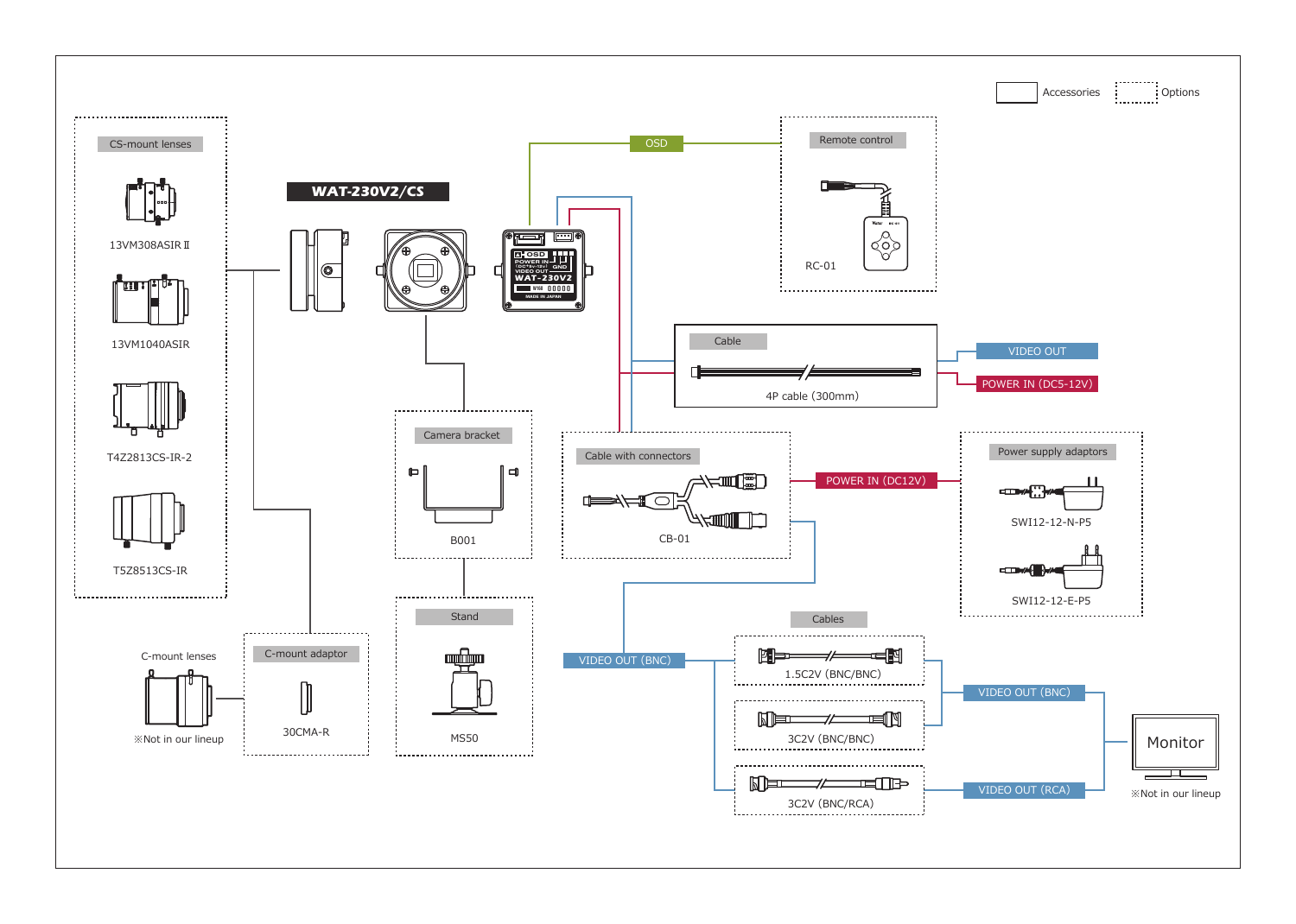Accessories

Options

## WAT-230V2/CS

CS-mount lenses

13VM308ASIR Ⅱ

13VM1040ASIR

T4Z2813CS-IR-2

T5Z8513CS-IR

C-mount lenses

※Not in our lineup

C-mount adaptor

30CMA-R

Camera bracket

B001

Stand

MS50

OSD

Remote control

RC-01

Cable

4P cable (300mm)

VIDEO OUT

POWER IN (DC5-12V)

Cable with connectors

CB-01

POWER IN (DC12V)

Power supply adaptors

SWI12-12-N-P5

SWI12-12-E-P5

VIDEO OUT (BNC)

Cables

1.5C2V (BNC/BNC)

3C2V (BNC/BNC)

3C2V (BNC/RCA)

VIDEO OUT (BNC)

VIDEO OUT (RCA)

Monitor

※Not in our lineup